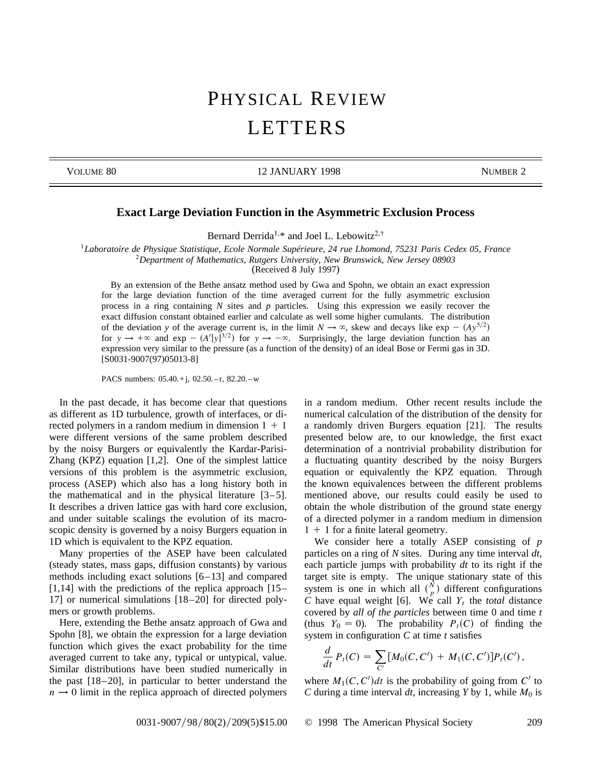# Exact Large Deviation Function in the Asymmetric Exclusion Process

Bernard Derrida[1,*] and Joel L. Lebowitz[2,†]

[1]*Laboratoire de Physique Statistique, Ecole Normale Supérieure, 24 rue Lhomond, 75231 Paris Cedex 05, France*
[2]*Department of Mathematics, Rutgers University, New Brunswick, New Jersey 08903*
(Received 8 July 1997)

By an extension of the Bethe ansatz method used by Gwa and Spohn, we obtain an exact expression for the large deviation function of the time averaged current for the fully asymmetric exclusion process in a ring containing $N$ sites and $p$ particles. Using this expression we easily recover the exact diffusion constant obtained earlier and calculate as well some higher cumulants. The distribution of the deviation $y$ of the average current is, in the limit $N \to \infty$, skew and decays like $\exp - (Ay^{5/2})$ for $y \to +\infty$ and $\exp - (A'|y|^{3/2})$ for $y \to -\infty$. Surprisingly, the large deviation function has an expression very similar to the pressure (as a function of the density) of an ideal Bose or Fermi gas in 3D. [S0031-9007(97)05013-8]

PACS numbers: 05.40.+j, 02.50.−r, 82.20.−w

In the past decade, it has become clear that questions as different as 1D turbulence, growth of interfaces, or directed polymers in a random medium in dimension $1 + 1$ were different versions of the same problem described by the noisy Burgers or equivalently the Kardar-Parisi-Zhang (KPZ) equation [1,2]. One of the simplest lattice versions of this problem is the asymmetric exclusion, process (ASEP) which also has a long history both in the mathematical and in the physical literature [3–5]. It describes a driven lattice gas with hard core exclusion, and under suitable scalings the evolution of its macroscopic density is governed by a noisy Burgers equation in 1D which is equivalent to the KPZ equation.

Many properties of the ASEP have been calculated (steady states, mass gaps, diffusion constants) by various methods including exact solutions [6–13] and compared [1,14] with the predictions of the replica approach [15–17] or numerical simulations [18–20] for directed polymers or growth problems.

Here, extending the Bethe ansatz approach of Gwa and Spohn [8], we obtain the expression for a large deviation function which gives the exact probability for the time averaged current to take any, typical or untypical, value. Similar distributions have been studied numerically in the past [18–20], in particular to better understand the $n \to 0$ limit in the replica approach of directed polymers in a random medium. Other recent results include the numerical calculation of the distribution of the density for a randomly driven Burgers equation [21]. The results presented below are, to our knowledge, the first exact determination of a nontrivial probability distribution for a fluctuating quantity described by the noisy Burgers equation or equivalently the KPZ equation. Through the known equivalences between the different problems mentioned above, our results could easily be used to obtain the whole distribution of the ground state energy of a directed polymer in a random medium in dimension $1 + 1$ for a finite lateral geometry.

We consider here a totally ASEP consisting of $p$ particles on a ring of $N$ sites. During any time interval $dt$, each particle jumps with probability $dt$ to its right if the target site is empty. The unique stationary state of this system is one in which all $\binom{N}{p}$ different configurations $C$ have equal weight [6]. We call $Y_t$ the *total* distance covered by *all of the particles* between time 0 and time $t$ (thus $Y_0 = 0$). The probability $P_t(C)$ of finding the system in configuration $C$ at time $t$ satisfies

$$\frac{d}{dt} P_t(C) = \sum_{C'} [M_0(C, C') + M_1(C, C')] P_t(C'),$$

where $M_1(C, C')dt$ is the probability of going from $C'$ to $C$ during a time interval $dt$, increasing $Y$ by 1, while $M_0$ is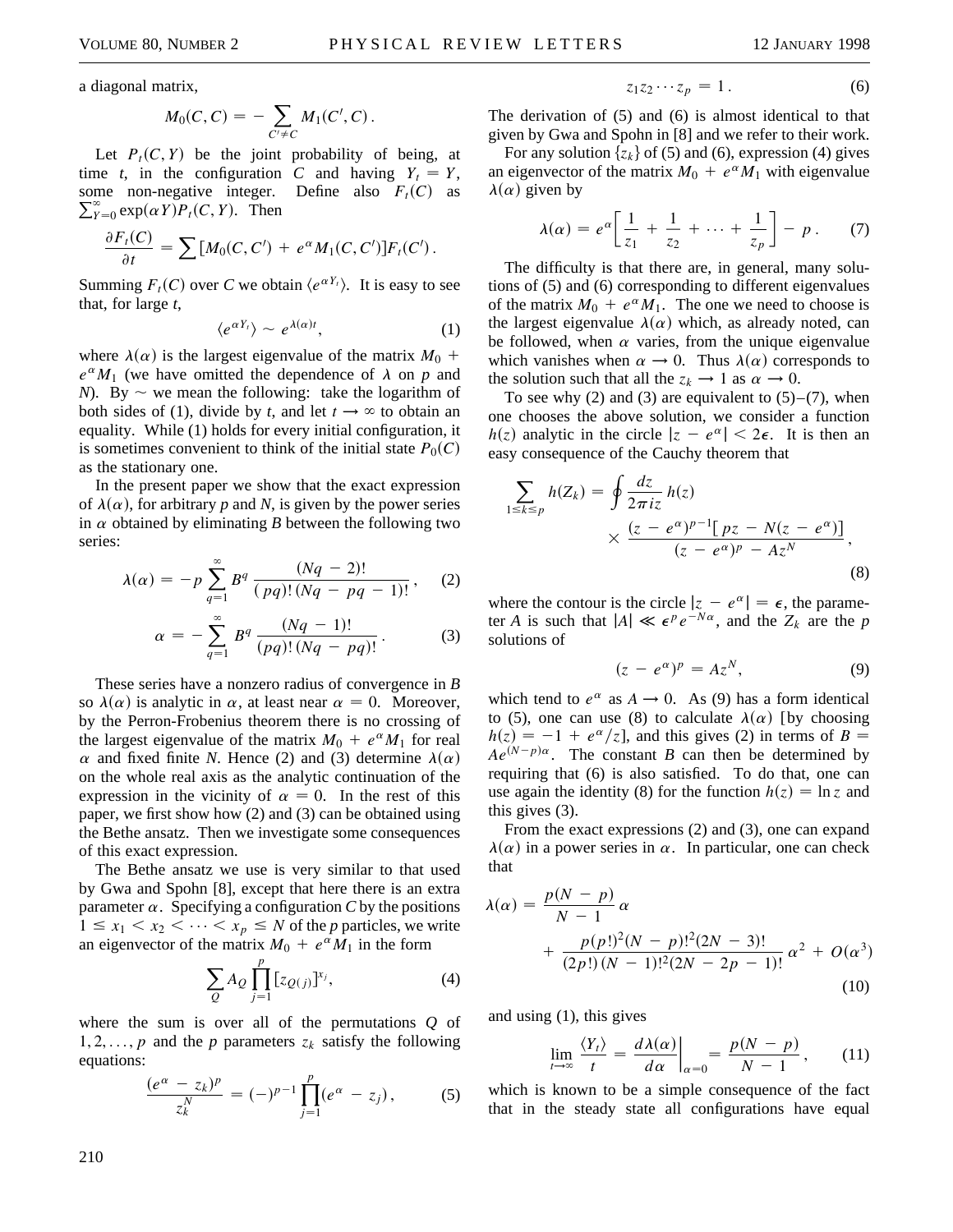a diagonal matrix,

$$M_0(C,C) = -\sum_{C' \neq C} M_1(C',C).$$

Let $P_t(C,Y)$ be the joint probability of being, at time $t$, in the configuration $C$ and having $Y_t = Y$, some non-negative integer. Define also $F_t(C)$ as $\sum_{Y=0}^{\infty} \exp(\alpha Y) P_t(C,Y)$. Then

$$\frac{\partial F_t(C)}{\partial t} = \sum [M_0(C,C') + e^{\alpha} M_1(C,C')] F_t(C').$$

Summing $F_t(C)$ over $C$ we obtain $\langle e^{\alpha Y_t} \rangle$. It is easy to see that, for large $t$,

$$\langle e^{\alpha Y_t} \rangle \sim e^{\lambda(\alpha) t}, \tag{1}$$

where $\lambda(\alpha)$ is the largest eigenvalue of the matrix $M_0 + e^{\alpha} M_1$ (we have omitted the dependence of $\lambda$ on $p$ and $N$). By $\sim$ we mean the following: take the logarithm of both sides of (1), divide by $t$, and let $t \to \infty$ to obtain an equality. While (1) holds for every initial configuration, it is sometimes convenient to think of the initial state $P_0(C)$ as the stationary one.

In the present paper we show that the exact expression of $\lambda(\alpha)$, for arbitrary $p$ and $N$, is given by the power series in $\alpha$ obtained by eliminating $B$ between the following two series:

$$\lambda(\alpha) = -p \sum_{q=1}^{\infty} B^q \frac{(Nq-2)!}{(pq)!\,(Nq-pq-1)!}, \tag{2}$$

$$\alpha = -\sum_{q=1}^{\infty} B^q \frac{(Nq-1)!}{(pq)!\,(Nq-pq)!}. \tag{3}$$

These series have a nonzero radius of convergence in $B$ so $\lambda(\alpha)$ is analytic in $\alpha$, at least near $\alpha = 0$. Moreover, by the Perron-Frobenius theorem there is no crossing of the largest eigenvalue of the matrix $M_0 + e^{\alpha} M_1$ for real $\alpha$ and fixed finite $N$. Hence (2) and (3) determine $\lambda(\alpha)$ on the whole real axis as the analytic continuation of the expression in the vicinity of $\alpha = 0$. In the rest of this paper, we first show how (2) and (3) can be obtained using the Bethe ansatz. Then we investigate some consequences of this exact expression.

The Bethe ansatz we use is very similar to that used by Gwa and Spohn [8], except that here there is an extra parameter $\alpha$. Specifying a configuration $C$ by the positions $1 \leq x_1 < x_2 < \cdots < x_p \leq N$ of the $p$ particles, we write an eigenvector of the matrix $M_0 + e^{\alpha} M_1$ in the form

$$\sum_Q A_Q \prod_{j=1}^{p} [z_{Q(j)}]^{x_j}, \tag{4}$$

where the sum is over all of the permutations $Q$ of $1, 2, \ldots, p$ and the $p$ parameters $z_k$ satisfy the following equations:

$$\frac{(e^{\alpha} - z_k)^p}{z_k^N} = (-)^{p-1} \prod_{j=1}^{p} (e^{\alpha} - z_j), \tag{5}$$

$$z_1 z_2 \cdots z_p = 1. \tag{6}$$

The derivation of (5) and (6) is almost identical to that given by Gwa and Spohn in [8] and we refer to their work.

For any solution $\{z_k\}$ of (5) and (6), expression (4) gives an eigenvector of the matrix $M_0 + e^{\alpha} M_1$ with eigenvalue $\lambda(\alpha)$ given by

$$\lambda(\alpha) = e^{\alpha}\left[\frac{1}{z_1} + \frac{1}{z_2} + \cdots + \frac{1}{z_p}\right] - p. \tag{7}$$

The difficulty is that there are, in general, many solutions of (5) and (6) corresponding to different eigenvalues of the matrix $M_0 + e^{\alpha} M_1$. The one we need to choose is the largest eigenvalue $\lambda(\alpha)$ which, as already noted, can be followed, when $\alpha$ varies, from the unique eigenvalue which vanishes when $\alpha \to 0$. Thus $\lambda(\alpha)$ corresponds to the solution such that all the $z_k \to 1$ as $\alpha \to 0$.

To see why (2) and (3) are equivalent to (5)–(7), when one chooses the above solution, we consider a function $h(z)$ analytic in the circle $|z - e^{\alpha}| < 2\epsilon$. It is then an easy consequence of the Cauchy theorem that

$$\sum_{1 \leq k \leq p} h(Z_k) = \oint \frac{dz}{2\pi i z} h(z) \times \frac{(z - e^{\alpha})^{p-1}[pz - N(z - e^{\alpha})]}{(z - e^{\alpha})^p - A z^N}, \tag{8}$$

where the contour is the circle $|z - e^{\alpha}| = \epsilon$, the parameter $A$ is such that $|A| \ll \epsilon^p e^{-N\alpha}$, and the $Z_k$ are the $p$ solutions of

$$(z - e^{\alpha})^p = A z^N, \tag{9}$$

which tend to $e^{\alpha}$ as $A \to 0$. As (9) has a form identical to (5), one can use (8) to calculate $\lambda(\alpha)$ [by choosing $h(z) = -1 + e^{\alpha}/z$], and this gives (2) in terms of $B = A e^{(N-p)\alpha}$. The constant $B$ can then be determined by requiring that (6) is also satisfied. To do that, one can use again the identity (8) for the function $h(z) = \ln z$ and this gives (3).

From the exact expressions (2) and (3), one can expand $\lambda(\alpha)$ in a power series in $\alpha$. In particular, one can check that

$$\lambda(\alpha) = \frac{p(N-p)}{N-1}\alpha + \frac{p(p!)^2(N-p)!^2(2N-3)!}{(2p!)\,(N-1)!^2(2N-2p-1)!}\alpha^2 + O(\alpha^3) \tag{10}$$

and using (1), this gives

$$\lim_{t \to \infty} \frac{\langle Y_t \rangle}{t} = \left.\frac{d\lambda(\alpha)}{d\alpha}\right|_{\alpha=0} = \frac{p(N-p)}{N-1}, \tag{11}$$

which is known to be a simple consequence of the fact that in the steady state all configurations have equal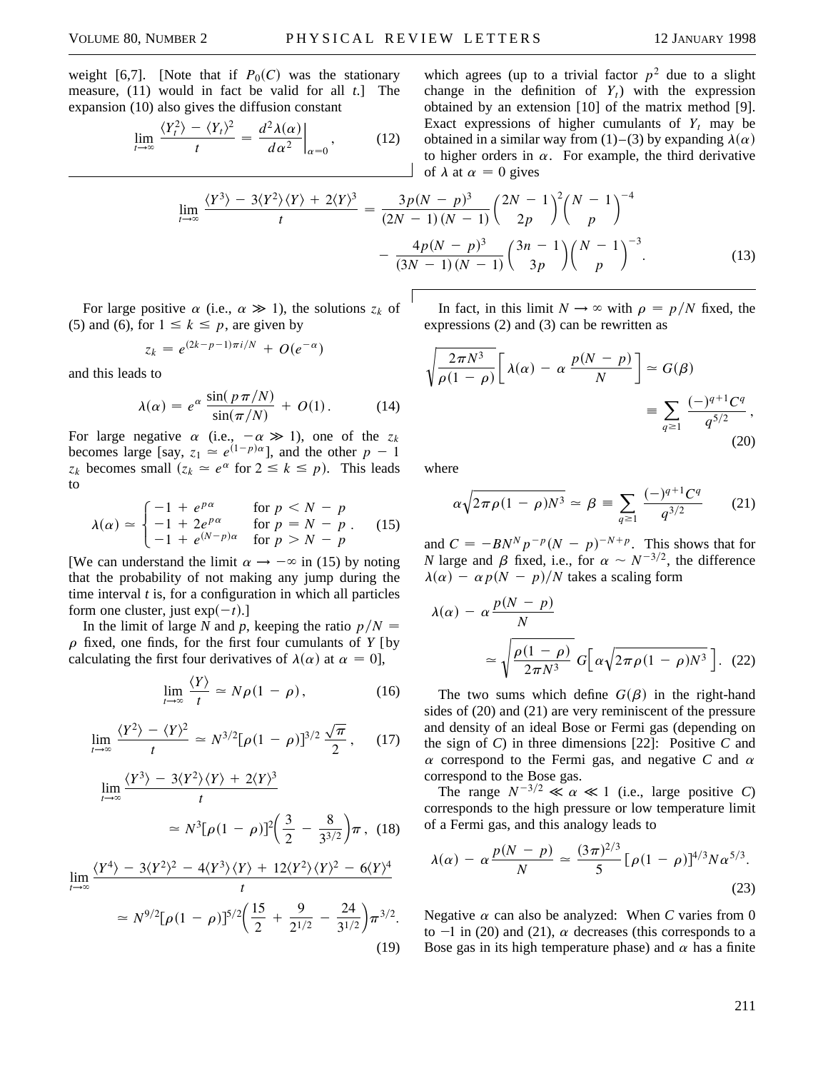weight [6,7]. [Note that if $P_0(C)$ was the stationary measure, (11) would in fact be valid for all $t$.] The expansion (10) also gives the diffusion constant

$$\lim_{t\to\infty} \frac{\langle Y_t^2 \rangle - \langle Y_t \rangle^2}{t} = \frac{d^2\lambda(\alpha)}{d\alpha^2}\bigg|_{\alpha=0}, \tag{12}$$

which agrees (up to a trivial factor $p^2$ due to a slight change in the definition of $Y_t$) with the expression obtained by an extension [10] of the matrix method [9]. Exact expressions of higher cumulants of $Y_t$ may be obtained in a similar way from (1)–(3) by expanding $\lambda(\alpha)$ to higher orders in $\alpha$. For example, the third derivative of $\lambda$ at $\alpha = 0$ gives

$$\lim_{t\to\infty} \frac{\langle Y^3 \rangle - 3\langle Y^2 \rangle \langle Y \rangle + 2\langle Y \rangle^3}{t} = \frac{3p(N-p)^3}{(2N-1)(N-1)} \binom{2N-1}{2p}^2 \binom{N-1}{p}^{-4} - \frac{4p(N-p)^3}{(3N-1)(N-1)} \binom{3n-1}{3p} \binom{N-1}{p}^{-3}. \tag{13}$$

For large positive $\alpha$ (i.e., $\alpha \gg 1$), the solutions $z_k$ of (5) and (6), for $1 \le k \le p$, are given by

$$z_k = e^{(2k-p-1)\pi i/N} + O(e^{-\alpha})$$

and this leads to

$$\lambda(\alpha) = e^{\alpha} \frac{\sin(p\pi/N)}{\sin(\pi/N)} + O(1). \tag{14}$$

For large negative $\alpha$ (i.e., $-\alpha \gg 1$), one of the $z_k$ becomes large [say, $z_1 \simeq e^{(1-p)\alpha}$], and the other $p-1$ $z_k$ becomes small ($z_k \simeq e^{\alpha}$ for $2 \le k \le p$). This leads to

$$\lambda(\alpha) \simeq \begin{cases} -1 + e^{p\alpha} & \text{for } p < N - p \\ -1 + 2e^{p\alpha} & \text{for } p = N - p \\ -1 + e^{(N-p)\alpha} & \text{for } p > N - p \end{cases}. \tag{15}$$

[We can understand the limit $\alpha \to -\infty$ in (15) by noting that the probability of not making any jump during the time interval $t$ is, for a configuration in which all particles form one cluster, just $\exp(-t)$.]

In the limit of large $N$ and $p$, keeping the ratio $p/N = \rho$ fixed, one finds, for the first four cumulants of $Y$ [by calculating the first four derivatives of $\lambda(\alpha)$ at $\alpha = 0$],

$$\lim_{t\to\infty} \frac{\langle Y \rangle}{t} \simeq N\rho(1-\rho), \tag{16}$$

$$\lim_{t\to\infty} \frac{\langle Y^2 \rangle - \langle Y \rangle^2}{t} \simeq N^{3/2}[\rho(1-\rho)]^{3/2} \frac{\sqrt{\pi}}{2}, \tag{17}$$

$$\lim_{t\to\infty} \frac{\langle Y^3 \rangle - 3\langle Y^2 \rangle \langle Y \rangle + 2\langle Y \rangle^3}{t} \simeq N^3[\rho(1-\rho)]^2 \left(\frac{3}{2} - \frac{8}{3^{3/2}}\right)\pi, \tag{18}$$

$$\lim_{t\to\infty} \frac{\langle Y^4 \rangle - 3\langle Y^2 \rangle^2 - 4\langle Y^3 \rangle \langle Y \rangle + 12\langle Y^2 \rangle \langle Y \rangle^2 - 6\langle Y \rangle^4}{t} \simeq N^{9/2}[\rho(1-\rho)]^{5/2} \left(\frac{15}{2} + \frac{9}{2^{1/2}} - \frac{24}{3^{1/2}}\right)\pi^{3/2}. \tag{19}$$

In fact, in this limit $N \to \infty$ with $\rho = p/N$ fixed, the expressions (2) and (3) can be rewritten as

$$\sqrt{\frac{2\pi N^3}{\rho(1-\rho)}} \left[\lambda(\alpha) - \alpha \frac{p(N-p)}{N}\right] \simeq G(\beta) \equiv \sum_{q \ge 1} \frac{(-)^{q+1} C^q}{q^{5/2}}, \tag{20}$$

where

$$\alpha\sqrt{2\pi\rho(1-\rho)N^3} \simeq \beta \equiv \sum_{q \ge 1} \frac{(-)^{q+1} C^q}{q^{3/2}} \tag{21}$$

and $C = -BN^N p^{-p} (N-p)^{-N+p}$. This shows that for $N$ large and $\beta$ fixed, i.e., for $\alpha \sim N^{-3/2}$, the difference $\lambda(\alpha) - \alpha p(N-p)/N$ takes a scaling form

$$\lambda(\alpha) - \alpha \frac{p(N-p)}{N} \simeq \sqrt{\frac{\rho(1-\rho)}{2\pi N^3}}\, G\left[\alpha\sqrt{2\pi\rho(1-\rho)N^3}\right]. \tag{22}$$

The two sums which define $G(\beta)$ in the right-hand sides of (20) and (21) are very reminiscent of the pressure and density of an ideal Bose or Fermi gas (depending on the sign of $C$) in three dimensions [22]: Positive $C$ and $\alpha$ correspond to the Fermi gas, and negative $C$ and $\alpha$ correspond to the Bose gas.

The range $N^{-3/2} \ll \alpha \ll 1$ (i.e., large positive $C$) corresponds to the high pressure or low temperature limit of a Fermi gas, and this analogy leads to

$$\lambda(\alpha) - \alpha \frac{p(N-p)}{N} \simeq \frac{(3\pi)^{2/3}}{5} [\rho(1-\rho)]^{4/3} N \alpha^{5/3}. \tag{23}$$

Negative $\alpha$ can also be analyzed: When $C$ varies from 0 to $-1$ in (20) and (21), $\alpha$ decreases (this corresponds to a Bose gas in its high temperature phase) and $\alpha$ has a finite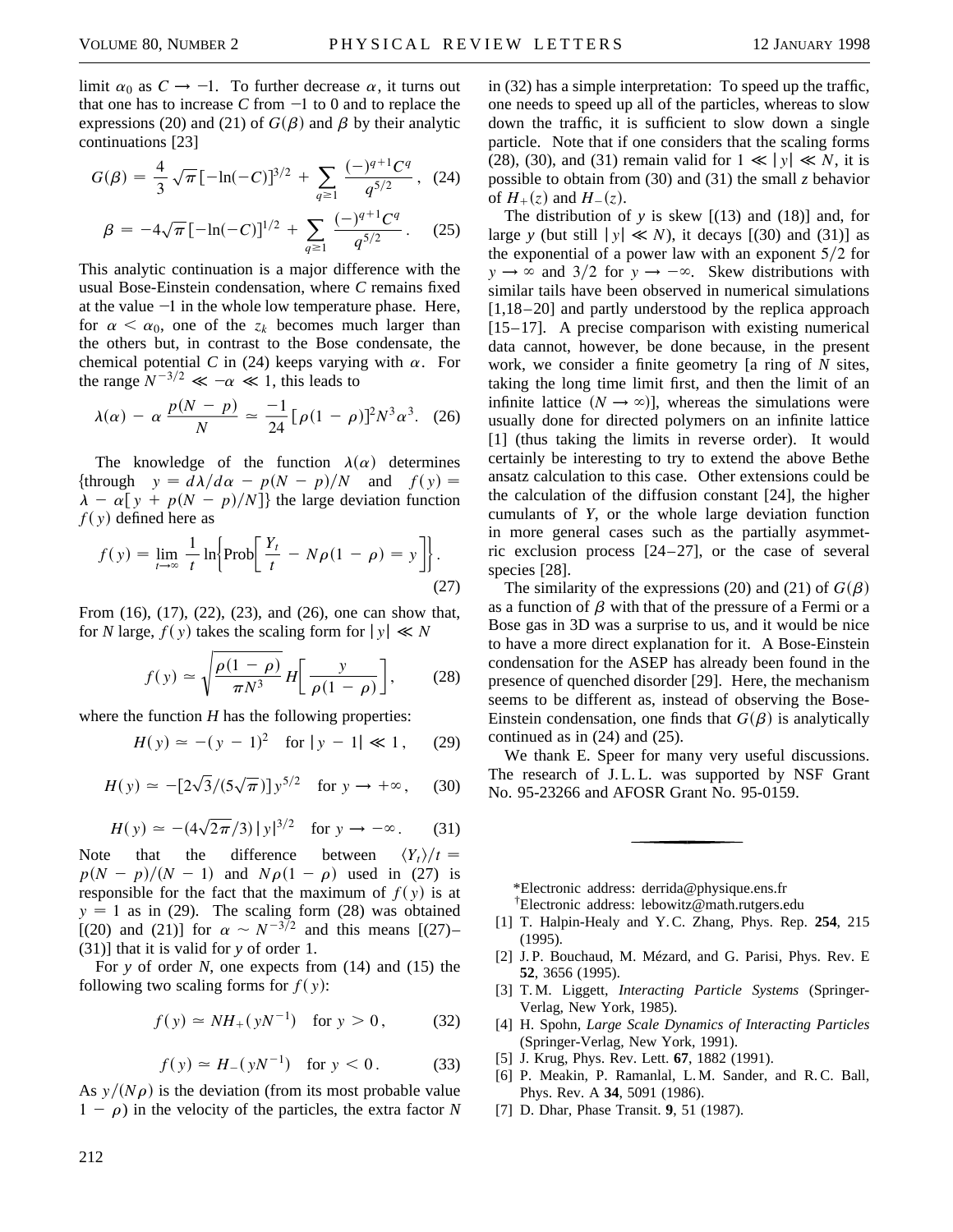limit $\alpha_0$ as $C \to -1$. To further decrease $\alpha$, it turns out that one has to increase $C$ from $-1$ to 0 and to replace the expressions (20) and (21) of $G(\beta)$ and $\beta$ by their analytic continuations [23]

$$G(\beta) = \frac{4}{3}\sqrt{\pi}[-\ln(-C)]^{3/2} + \sum_{q\geq 1} \frac{(-)^{q+1}C^q}{q^{5/2}}, \quad (24)$$

$$\beta = -4\sqrt{\pi}[-\ln(-C)]^{1/2} + \sum_{q\geq 1} \frac{(-)^{q+1}C^q}{q^{5/2}}. \quad (25)$$

This analytic continuation is a major difference with the usual Bose-Einstein condensation, where $C$ remains fixed at the value $-1$ in the whole low temperature phase. Here, for $\alpha < \alpha_0$, one of the $z_k$ becomes much larger than the others but, in contrast to the Bose condensate, the chemical potential $C$ in (24) keeps varying with $\alpha$. For the range $N^{-3/2} \ll -\alpha \ll 1$, this leads to

$$\lambda(\alpha) - \alpha \frac{p(N-p)}{N} \simeq \frac{-1}{24}[\rho(1-\rho)]^2 N^3 \alpha^3. \quad (26)$$

The knowledge of the function $\lambda(\alpha)$ determines {through $y = d\lambda/d\alpha - p(N-p)/N$ and $f(y) = \lambda - \alpha[y + p(N-p)/N]$} the large deviation function $f(y)$ defined here as

$$f(y) = \lim_{t\to\infty} \frac{1}{t} \ln\left\{\text{Prob}\left[\frac{Y_t}{t} - N\rho(1-\rho) = y\right]\right\}. \quad (27)$$

From (16), (17), (22), (23), and (26), one can show that, for $N$ large, $f(y)$ takes the scaling form for $|y| \ll N$

$$f(y) \simeq \sqrt{\frac{\rho(1-\rho)}{\pi N^3}}\, H\left[\frac{y}{\rho(1-\rho)}\right], \quad (28)$$

where the function $H$ has the following properties:

$$H(y) \simeq -(y-1)^2 \quad \text{for } |y-1| \ll 1, \quad (29)$$

$$H(y) \simeq -[2\sqrt{3}/(5\sqrt{\pi})]\, y^{5/2} \quad \text{for } y \to +\infty, \quad (30)$$

$$H(y) \simeq -(4\sqrt{2\pi}/3)\, |y|^{3/2} \quad \text{for } y \to -\infty. \quad (31)$$

Note that the difference between $\langle Y_t \rangle/t = p(N-p)/(N-1)$ and $N\rho(1-\rho)$ used in (27) is responsible for the fact that the maximum of $f(y)$ is at $y = 1$ as in (29). The scaling form (28) was obtained [(20) and (21)] for $\alpha \sim N^{-3/2}$ and this means [(27)–(31)] that it is valid for $y$ of order 1.

For $y$ of order $N$, one expects from (14) and (15) the following two scaling forms for $f(y)$:

$$f(y) \simeq N H_+(yN^{-1}) \quad \text{for } y > 0, \quad (32)$$

$$f(y) \simeq H_-(yN^{-1}) \quad \text{for } y < 0. \quad (33)$$

As $y/(N\rho)$ is the deviation (from its most probable value $1-\rho$) in the velocity of the particles, the extra factor $N$ in (32) has a simple interpretation: To speed up the traffic, one needs to speed up all of the particles, whereas to slow down the traffic, it is sufficient to slow down a single particle. Note that if one considers that the scaling forms (28), (30), and (31) remain valid for $1 \ll |y| \ll N$, it is possible to obtain from (30) and (31) the small $z$ behavior of $H_+(z)$ and $H_-(z)$.

The distribution of $y$ is skew [(13) and (18)] and, for large $y$ (but still $|y| \ll N$), it decays [(30) and (31)] as the exponential of a power law with an exponent $5/2$ for $y \to \infty$ and $3/2$ for $y \to -\infty$. Skew distributions with similar tails have been observed in numerical simulations [1,18–20] and partly understood by the replica approach [15–17]. A precise comparison with existing numerical data cannot, however, be done because, in the present work, we consider a finite geometry [a ring of $N$ sites, taking the long time limit first, and then the limit of an infinite lattice ($N \to \infty$)], whereas the simulations were usually done for directed polymers on an infinite lattice [1] (thus taking the limits in reverse order). It would certainly be interesting to try to extend the above Bethe ansatz calculation to this case. Other extensions could be the calculation of the diffusion constant [24], the higher cumulants of $Y$, or the whole large deviation function in more general cases such as the partially asymmetric exclusion process [24–27], or the case of several species [28].

The similarity of the expressions (20) and (21) of $G(\beta)$ as a function of $\beta$ with that of the pressure of a Fermi or a Bose gas in 3D was a surprise to us, and it would be nice to have a more direct explanation for it. A Bose-Einstein condensation for the ASEP has already been found in the presence of quenched disorder [29]. Here, the mechanism seems to be different as, instead of observing the Bose-Einstein condensation, one finds that $G(\beta)$ is analytically continued as in (24) and (25).

We thank E. Speer for many very useful discussions. The research of J. L. L. was supported by NSF Grant No. 95-23266 and AFOSR Grant No. 95-0159.

---

*Electronic address: derrida@physique.ens.fr

†Electronic address: lebowitz@math.rutgers.edu

[1] T. Halpin-Healy and Y. C. Zhang, Phys. Rep. **254**, 215 (1995).

[2] J. P. Bouchaud, M. Mézard, and G. Parisi, Phys. Rev. E **52**, 3656 (1995).

[3] T. M. Liggett, *Interacting Particle Systems* (Springer-Verlag, New York, 1985).

[4] H. Spohn, *Large Scale Dynamics of Interacting Particles* (Springer-Verlag, New York, 1991).

[5] J. Krug, Phys. Rev. Lett. **67**, 1882 (1991).

[6] P. Meakin, P. Ramanlal, L. M. Sander, and R. C. Ball, Phys. Rev. A **34**, 5091 (1986).

[7] D. Dhar, Phase Transit. **9**, 51 (1987).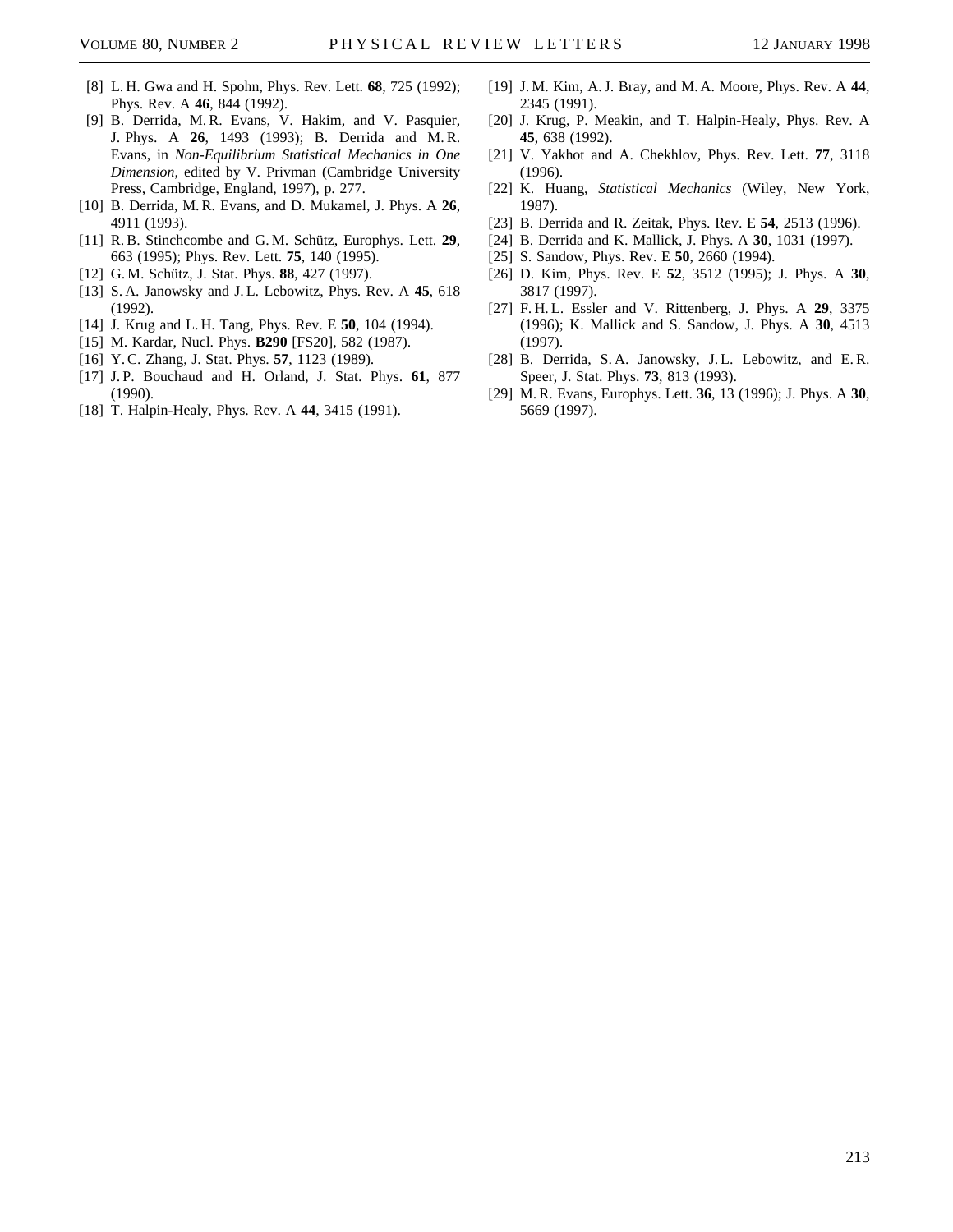[8] L. H. Gwa and H. Spohn, Phys. Rev. Lett. **68**, 725 (1992); Phys. Rev. A **46**, 844 (1992).

[9] B. Derrida, M. R. Evans, V. Hakim, and V. Pasquier, J. Phys. A **26**, 1493 (1993); B. Derrida and M. R. Evans, in *Non-Equilibrium Statistical Mechanics in One Dimension,* edited by V. Privman (Cambridge University Press, Cambridge, England, 1997), p. 277.

[10] B. Derrida, M. R. Evans, and D. Mukamel, J. Phys. A **26**, 4911 (1993).

[11] R. B. Stinchcombe and G. M. Schütz, Europhys. Lett. **29**, 663 (1995); Phys. Rev. Lett. **75**, 140 (1995).

[12] G. M. Schütz, J. Stat. Phys. **88**, 427 (1997).

[13] S. A. Janowsky and J. L. Lebowitz, Phys. Rev. A **45**, 618 (1992).

[14] J. Krug and L. H. Tang, Phys. Rev. E **50**, 104 (1994).

[15] M. Kardar, Nucl. Phys. **B290** [FS20], 582 (1987).

[16] Y. C. Zhang, J. Stat. Phys. **57**, 1123 (1989).

[17] J. P. Bouchaud and H. Orland, J. Stat. Phys. **61**, 877 (1990).

[18] T. Halpin-Healy, Phys. Rev. A **44**, 3415 (1991).

[19] J. M. Kim, A. J. Bray, and M. A. Moore, Phys. Rev. A **44**, 2345 (1991).

[20] J. Krug, P. Meakin, and T. Halpin-Healy, Phys. Rev. A **45**, 638 (1992).

[21] V. Yakhot and A. Chekhlov, Phys. Rev. Lett. **77**, 3118 (1996).

[22] K. Huang, *Statistical Mechanics* (Wiley, New York, 1987).

[23] B. Derrida and R. Zeitak, Phys. Rev. E **54**, 2513 (1996).

[24] B. Derrida and K. Mallick, J. Phys. A **30**, 1031 (1997).

[25] S. Sandow, Phys. Rev. E **50**, 2660 (1994).

[26] D. Kim, Phys. Rev. E **52**, 3512 (1995); J. Phys. A **30**, 3817 (1997).

[27] F. H. L. Essler and V. Rittenberg, J. Phys. A **29**, 3375 (1996); K. Mallick and S. Sandow, J. Phys. A **30**, 4513 (1997).

[28] B. Derrida, S. A. Janowsky, J. L. Lebowitz, and E. R. Speer, J. Stat. Phys. **73**, 813 (1993).

[29] M. R. Evans, Europhys. Lett. **36**, 13 (1996); J. Phys. A **30**, 5669 (1997).